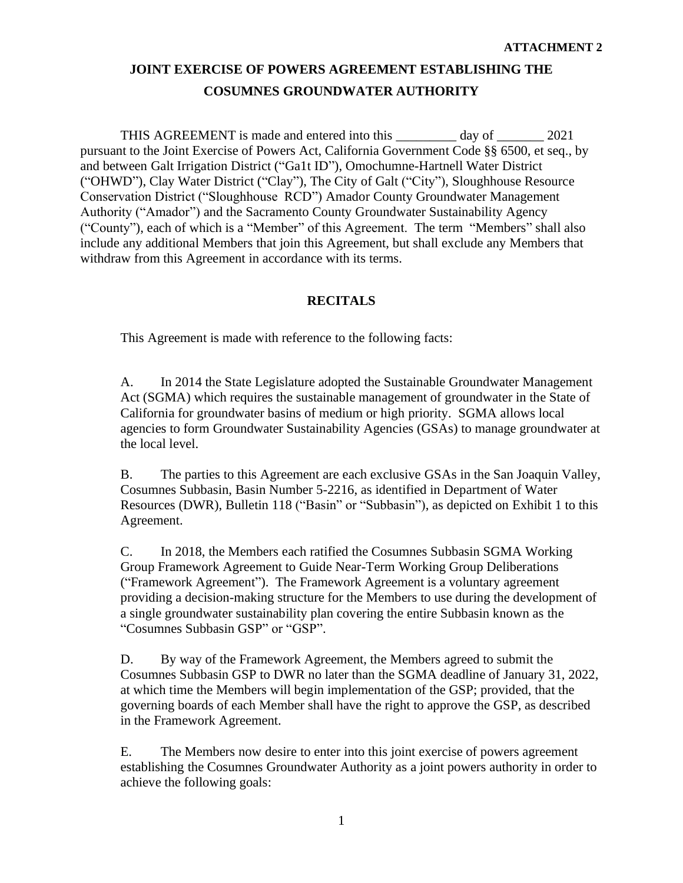**ATTACHMENT 2**

# JOINT EXERCISE OF POWERS AGREEMENT ESTABLISHING THE COSUMNES GROUNDWATER AUTHORITY

THIS AGREEMENT is made and entered into this _________ day of _______ 2021 pursuant to the Joint Exercise of Powers Act, California Government Code §§ 6500, et seq., by and between Galt Irrigation District ("Ga1t ID"), Omochumne-Hartnell Water District ("OHWD"), Clay Water District ("Clay"), The City of Galt ("City"), Sloughhouse Resource Conservation District ("Sloughhouse RCD") Amador County Groundwater Management Authority ("Amador") and the Sacramento County Groundwater Sustainability Agency ("County"), each of which is a "Member" of this Agreement. The term "Members" shall also include any additional Members that join this Agreement, but shall exclude any Members that withdraw from this Agreement in accordance with its terms.

## RECITALS

This Agreement is made with reference to the following facts:

A. In 2014 the State Legislature adopted the Sustainable Groundwater Management Act (SGMA) which requires the sustainable management of groundwater in the State of California for groundwater basins of medium or high priority. SGMA allows local agencies to form Groundwater Sustainability Agencies (GSAs) to manage groundwater at the local level.

B. The parties to this Agreement are each exclusive GSAs in the San Joaquin Valley, Cosumnes Subbasin, Basin Number 5-2216, as identified in Department of Water Resources (DWR), Bulletin 118 ("Basin" or "Subbasin"), as depicted on Exhibit 1 to this Agreement.

C. In 2018, the Members each ratified the Cosumnes Subbasin SGMA Working Group Framework Agreement to Guide Near-Term Working Group Deliberations ("Framework Agreement"). The Framework Agreement is a voluntary agreement providing a decision-making structure for the Members to use during the development of a single groundwater sustainability plan covering the entire Subbasin known as the "Cosumnes Subbasin GSP" or "GSP".

D. By way of the Framework Agreement, the Members agreed to submit the Cosumnes Subbasin GSP to DWR no later than the SGMA deadline of January 31, 2022, at which time the Members will begin implementation of the GSP; provided, that the governing boards of each Member shall have the right to approve the GSP, as described in the Framework Agreement.

E. The Members now desire to enter into this joint exercise of powers agreement establishing the Cosumnes Groundwater Authority as a joint powers authority in order to achieve the following goals: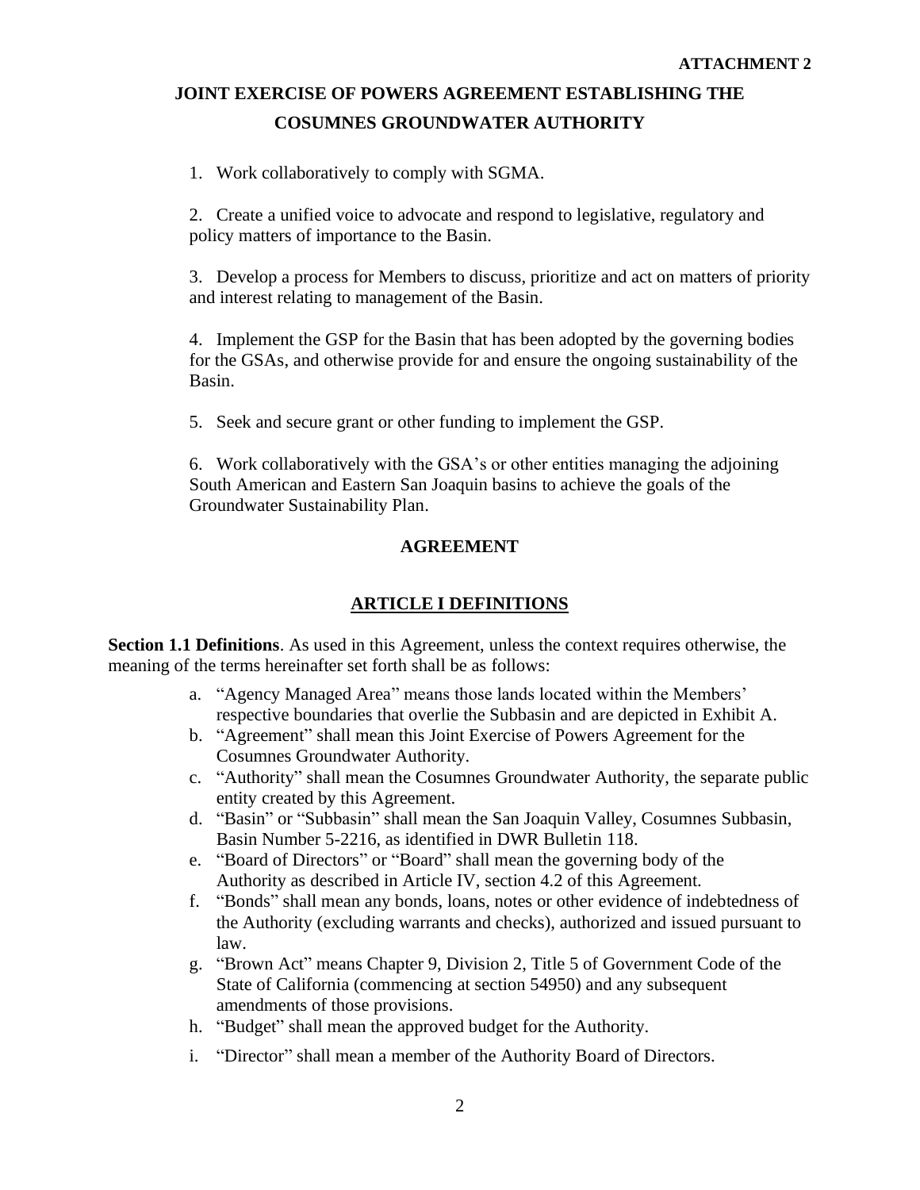**ATTACHMENT 2**

# JOINT EXERCISE OF POWERS AGREEMENT ESTABLISHING THE COSUMNES GROUNDWATER AUTHORITY

1. Work collaboratively to comply with SGMA.

2. Create a unified voice to advocate and respond to legislative, regulatory and policy matters of importance to the Basin.

3. Develop a process for Members to discuss, prioritize and act on matters of priority and interest relating to management of the Basin.

4. Implement the GSP for the Basin that has been adopted by the governing bodies for the GSAs, and otherwise provide for and ensure the ongoing sustainability of the Basin.

5. Seek and secure grant or other funding to implement the GSP.

6. Work collaboratively with the GSA's or other entities managing the adjoining South American and Eastern San Joaquin basins to achieve the goals of the Groundwater Sustainability Plan.

## AGREEMENT

## ARTICLE I DEFINITIONS

**Section 1.1 Definitions**. As used in this Agreement, unless the context requires otherwise, the meaning of the terms hereinafter set forth shall be as follows:

a. "Agency Managed Area" means those lands located within the Members' respective boundaries that overlie the Subbasin and are depicted in Exhibit A.
b. "Agreement" shall mean this Joint Exercise of Powers Agreement for the Cosumnes Groundwater Authority.
c. "Authority" shall mean the Cosumnes Groundwater Authority, the separate public entity created by this Agreement.
d. "Basin" or "Subbasin" shall mean the San Joaquin Valley, Cosumnes Subbasin, Basin Number 5-2216, as identified in DWR Bulletin 118.
e. "Board of Directors" or "Board" shall mean the governing body of the Authority as described in Article IV, section 4.2 of this Agreement.
f. "Bonds" shall mean any bonds, loans, notes or other evidence of indebtedness of the Authority (excluding warrants and checks), authorized and issued pursuant to law.
g. "Brown Act" means Chapter 9, Division 2, Title 5 of Government Code of the State of California (commencing at section 54950) and any subsequent amendments of those provisions.
h. "Budget" shall mean the approved budget for the Authority.
i. "Director" shall mean a member of the Authority Board of Directors.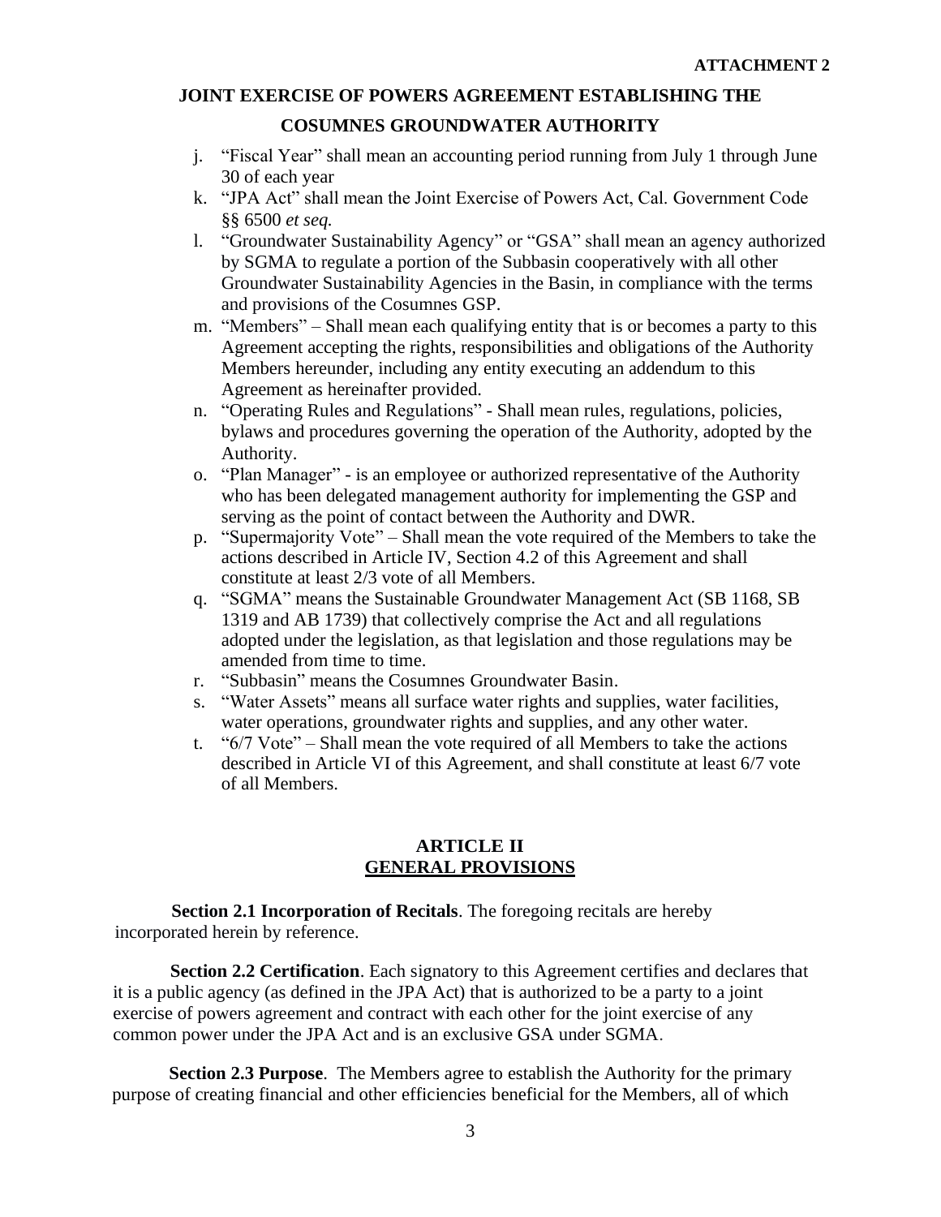j. "Fiscal Year" shall mean an accounting period running from July 1 through June 30 of each year
k. "JPA Act" shall mean the Joint Exercise of Powers Act, Cal. Government Code §§ 6500 *et seq.*
l. "Groundwater Sustainability Agency" or "GSA" shall mean an agency authorized by SGMA to regulate a portion of the Subbasin cooperatively with all other Groundwater Sustainability Agencies in the Basin, in compliance with the terms and provisions of the Cosumnes GSP.
m. "Members" – Shall mean each qualifying entity that is or becomes a party to this Agreement accepting the rights, responsibilities and obligations of the Authority Members hereunder, including any entity executing an addendum to this Agreement as hereinafter provided.
n. "Operating Rules and Regulations" - Shall mean rules, regulations, policies, bylaws and procedures governing the operation of the Authority, adopted by the Authority.
o. "Plan Manager" - is an employee or authorized representative of the Authority who has been delegated management authority for implementing the GSP and serving as the point of contact between the Authority and DWR.
p. "Supermajority Vote" – Shall mean the vote required of the Members to take the actions described in Article IV, Section 4.2 of this Agreement and shall constitute at least 2/3 vote of all Members.
q. "SGMA" means the Sustainable Groundwater Management Act (SB 1168, SB 1319 and AB 1739) that collectively comprise the Act and all regulations adopted under the legislation, as that legislation and those regulations may be amended from time to time.
r. "Subbasin" means the Cosumnes Groundwater Basin.
s. "Water Assets" means all surface water rights and supplies, water facilities, water operations, groundwater rights and supplies, and any other water.
t. "6/7 Vote" – Shall mean the vote required of all Members to take the actions described in Article VI of this Agreement, and shall constitute at least 6/7 vote of all Members.

## ARTICLE II
## GENERAL PROVISIONS

**Section 2.1 Incorporation of Recitals**. The foregoing recitals are hereby incorporated herein by reference.

**Section 2.2 Certification**. Each signatory to this Agreement certifies and declares that it is a public agency (as defined in the JPA Act) that is authorized to be a party to a joint exercise of powers agreement and contract with each other for the joint exercise of any common power under the JPA Act and is an exclusive GSA under SGMA.

**Section 2.3 Purpose**. The Members agree to establish the Authority for the primary purpose of creating financial and other efficiencies beneficial for the Members, all of which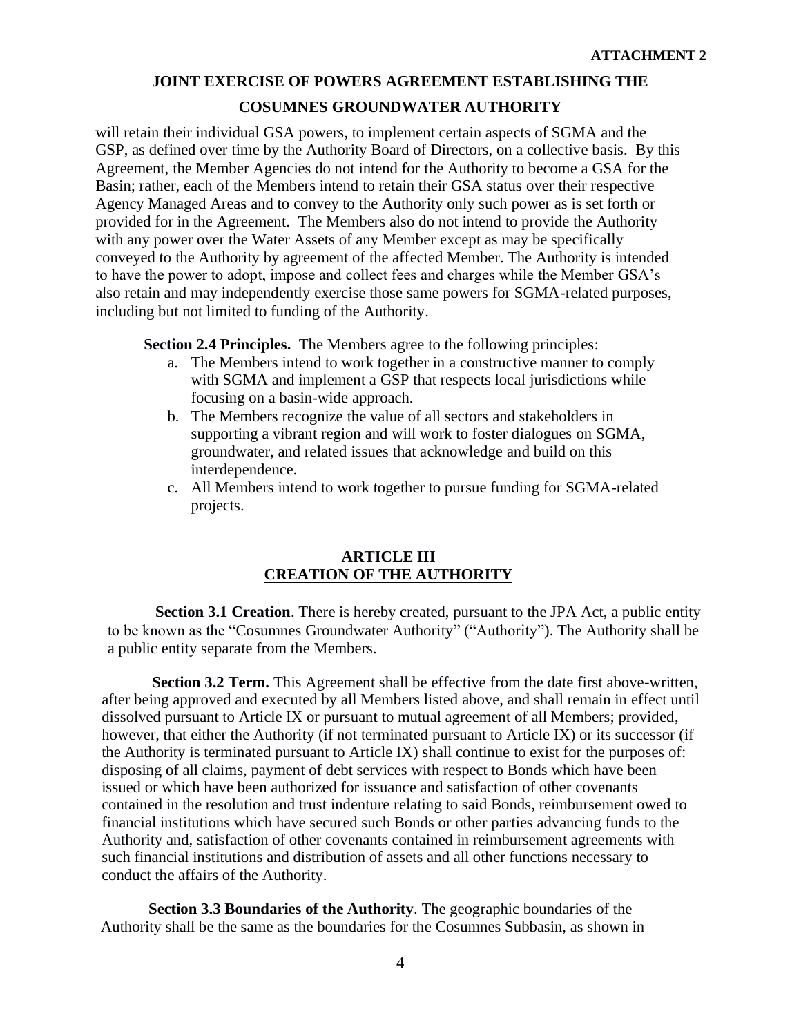will retain their individual GSA powers, to implement certain aspects of SGMA and the GSP, as defined over time by the Authority Board of Directors, on a collective basis. By this Agreement, the Member Agencies do not intend for the Authority to become a GSA for the Basin; rather, each of the Members intend to retain their GSA status over their respective Agency Managed Areas and to convey to the Authority only such power as is set forth or provided for in the Agreement. The Members also do not intend to provide the Authority with any power over the Water Assets of any Member except as may be specifically conveyed to the Authority by agreement of the affected Member. The Authority is intended to have the power to adopt, impose and collect fees and charges while the Member GSA's also retain and may independently exercise those same powers for SGMA-related purposes, including but not limited to funding of the Authority.

**Section 2.4 Principles.** The Members agree to the following principles:

a. The Members intend to work together in a constructive manner to comply with SGMA and implement a GSP that respects local jurisdictions while focusing on a basin-wide approach.
b. The Members recognize the value of all sectors and stakeholders in supporting a vibrant region and will work to foster dialogues on SGMA, groundwater, and related issues that acknowledge and build on this interdependence.
c. All Members intend to work together to pursue funding for SGMA-related projects.

## ARTICLE III
## CREATION OF THE AUTHORITY

**Section 3.1 Creation**. There is hereby created, pursuant to the JPA Act, a public entity to be known as the "Cosumnes Groundwater Authority" ("Authority"). The Authority shall be a public entity separate from the Members.

**Section 3.2 Term.** This Agreement shall be effective from the date first above-written, after being approved and executed by all Members listed above, and shall remain in effect until dissolved pursuant to Article IX or pursuant to mutual agreement of all Members; provided, however, that either the Authority (if not terminated pursuant to Article IX) or its successor (if the Authority is terminated pursuant to Article IX) shall continue to exist for the purposes of: disposing of all claims, payment of debt services with respect to Bonds which have been issued or which have been authorized for issuance and satisfaction of other covenants contained in the resolution and trust indenture relating to said Bonds, reimbursement owed to financial institutions which have secured such Bonds or other parties advancing funds to the Authority and, satisfaction of other covenants contained in reimbursement agreements with such financial institutions and distribution of assets and all other functions necessary to conduct the affairs of the Authority.

**Section 3.3 Boundaries of the Authority**. The geographic boundaries of the Authority shall be the same as the boundaries for the Cosumnes Subbasin, as shown in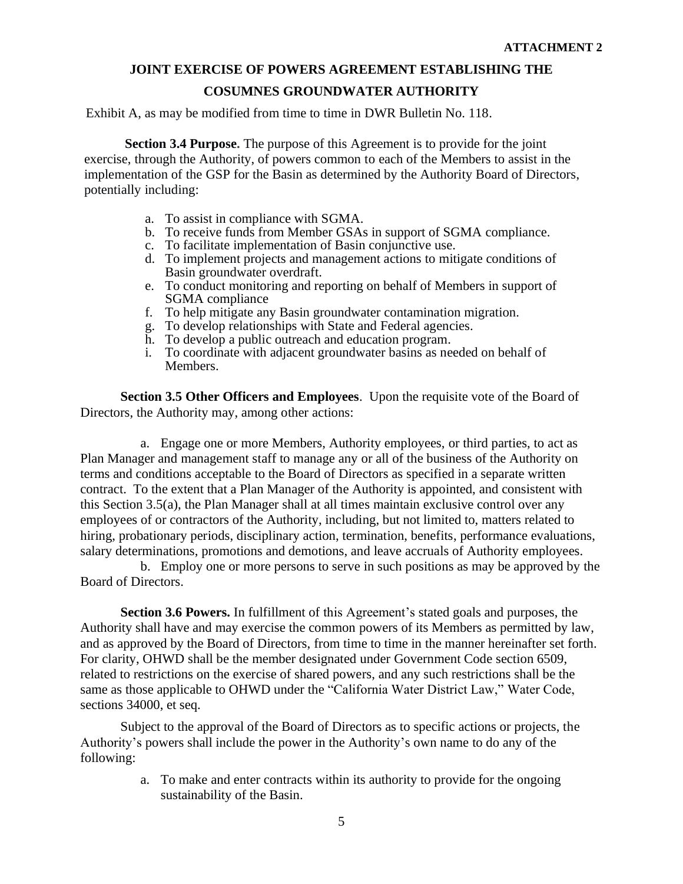Exhibit A, as may be modified from time to time in DWR Bulletin No. 118.

**Section 3.4 Purpose.** The purpose of this Agreement is to provide for the joint exercise, through the Authority, of powers common to each of the Members to assist in the implementation of the GSP for the Basin as determined by the Authority Board of Directors, potentially including:

a. To assist in compliance with SGMA.
b. To receive funds from Member GSAs in support of SGMA compliance.
c. To facilitate implementation of Basin conjunctive use.
d. To implement projects and management actions to mitigate conditions of Basin groundwater overdraft.
e. To conduct monitoring and reporting on behalf of Members in support of SGMA compliance
f. To help mitigate any Basin groundwater contamination migration.
g. To develop relationships with State and Federal agencies.
h. To develop a public outreach and education program.
i. To coordinate with adjacent groundwater basins as needed on behalf of Members.

**Section 3.5 Other Officers and Employees**. Upon the requisite vote of the Board of Directors, the Authority may, among other actions:

a. Engage one or more Members, Authority employees, or third parties, to act as Plan Manager and management staff to manage any or all of the business of the Authority on terms and conditions acceptable to the Board of Directors as specified in a separate written contract. To the extent that a Plan Manager of the Authority is appointed, and consistent with this Section 3.5(a), the Plan Manager shall at all times maintain exclusive control over any employees of or contractors of the Authority, including, but not limited to, matters related to hiring, probationary periods, disciplinary action, termination, benefits, performance evaluations, salary determinations, promotions and demotions, and leave accruals of Authority employees.

b. Employ one or more persons to serve in such positions as may be approved by the Board of Directors.

**Section 3.6 Powers.** In fulfillment of this Agreement's stated goals and purposes, the Authority shall have and may exercise the common powers of its Members as permitted by law, and as approved by the Board of Directors, from time to time in the manner hereinafter set forth. For clarity, OHWD shall be the member designated under Government Code section 6509, related to restrictions on the exercise of shared powers, and any such restrictions shall be the same as those applicable to OHWD under the "California Water District Law," Water Code, sections 34000, et seq.

Subject to the approval of the Board of Directors as to specific actions or projects, the Authority's powers shall include the power in the Authority's own name to do any of the following:

a. To make and enter contracts within its authority to provide for the ongoing sustainability of the Basin.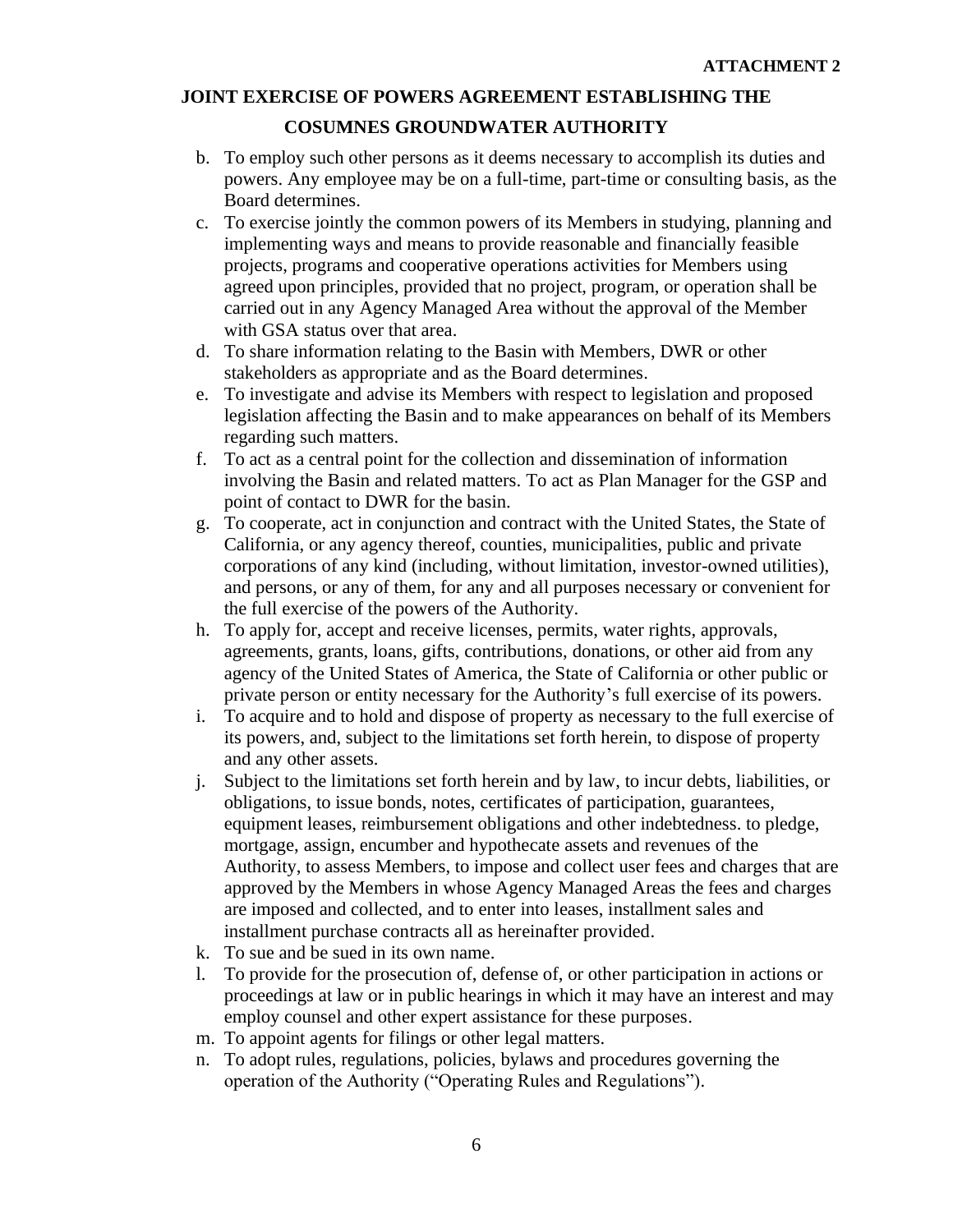b. To employ such other persons as it deems necessary to accomplish its duties and powers. Any employee may be on a full-time, part-time or consulting basis, as the Board determines.
c. To exercise jointly the common powers of its Members in studying, planning and implementing ways and means to provide reasonable and financially feasible projects, programs and cooperative operations activities for Members using agreed upon principles, provided that no project, program, or operation shall be carried out in any Agency Managed Area without the approval of the Member with GSA status over that area.
d. To share information relating to the Basin with Members, DWR or other stakeholders as appropriate and as the Board determines.
e. To investigate and advise its Members with respect to legislation and proposed legislation affecting the Basin and to make appearances on behalf of its Members regarding such matters.
f. To act as a central point for the collection and dissemination of information involving the Basin and related matters. To act as Plan Manager for the GSP and point of contact to DWR for the basin.
g. To cooperate, act in conjunction and contract with the United States, the State of California, or any agency thereof, counties, municipalities, public and private corporations of any kind (including, without limitation, investor-owned utilities), and persons, or any of them, for any and all purposes necessary or convenient for the full exercise of the powers of the Authority.
h. To apply for, accept and receive licenses, permits, water rights, approvals, agreements, grants, loans, gifts, contributions, donations, or other aid from any agency of the United States of America, the State of California or other public or private person or entity necessary for the Authority's full exercise of its powers.
i. To acquire and to hold and dispose of property as necessary to the full exercise of its powers, and, subject to the limitations set forth herein, to dispose of property and any other assets.
j. Subject to the limitations set forth herein and by law, to incur debts, liabilities, or obligations, to issue bonds, notes, certificates of participation, guarantees, equipment leases, reimbursement obligations and other indebtedness. to pledge, mortgage, assign, encumber and hypothecate assets and revenues of the Authority, to assess Members, to impose and collect user fees and charges that are approved by the Members in whose Agency Managed Areas the fees and charges are imposed and collected, and to enter into leases, installment sales and installment purchase contracts all as hereinafter provided.
k. To sue and be sued in its own name.
l. To provide for the prosecution of, defense of, or other participation in actions or proceedings at law or in public hearings in which it may have an interest and may employ counsel and other expert assistance for these purposes.
m. To appoint agents for filings or other legal matters.
n. To adopt rules, regulations, policies, bylaws and procedures governing the operation of the Authority ("Operating Rules and Regulations").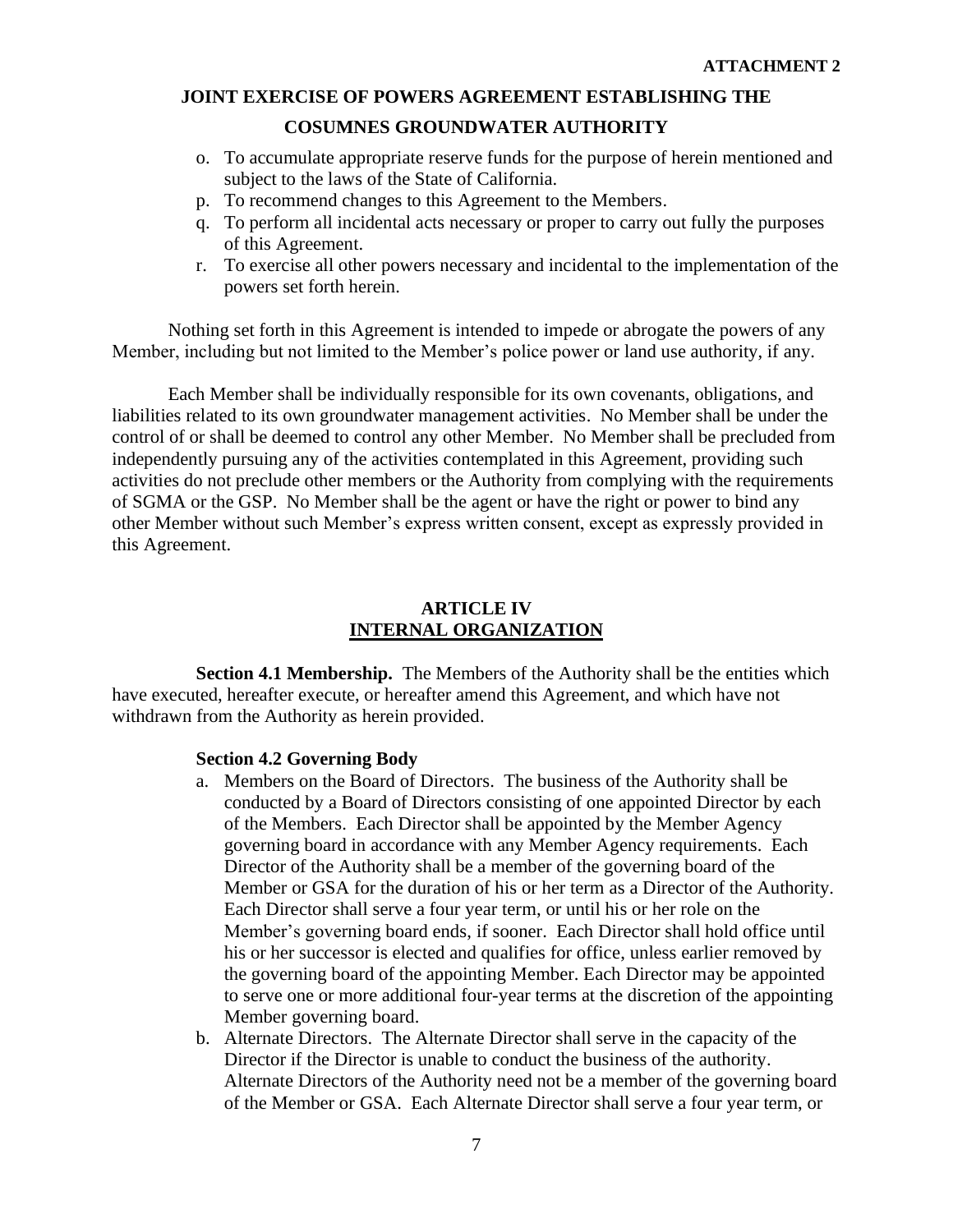o. To accumulate appropriate reserve funds for the purpose of herein mentioned and subject to the laws of the State of California.
p. To recommend changes to this Agreement to the Members.
q. To perform all incidental acts necessary or proper to carry out fully the purposes of this Agreement.
r. To exercise all other powers necessary and incidental to the implementation of the powers set forth herein.

Nothing set forth in this Agreement is intended to impede or abrogate the powers of any Member, including but not limited to the Member's police power or land use authority, if any.

Each Member shall be individually responsible for its own covenants, obligations, and liabilities related to its own groundwater management activities. No Member shall be under the control of or shall be deemed to control any other Member. No Member shall be precluded from independently pursuing any of the activities contemplated in this Agreement, providing such activities do not preclude other members or the Authority from complying with the requirements of SGMA or the GSP. No Member shall be the agent or have the right or power to bind any other Member without such Member's express written consent, except as expressly provided in this Agreement.

## ARTICLE IV
## INTERNAL ORGANIZATION

**Section 4.1 Membership.** The Members of the Authority shall be the entities which have executed, hereafter execute, or hereafter amend this Agreement, and which have not withdrawn from the Authority as herein provided.

**Section 4.2 Governing Body**

a. Members on the Board of Directors. The business of the Authority shall be conducted by a Board of Directors consisting of one appointed Director by each of the Members. Each Director shall be appointed by the Member Agency governing board in accordance with any Member Agency requirements. Each Director of the Authority shall be a member of the governing board of the Member or GSA for the duration of his or her term as a Director of the Authority. Each Director shall serve a four year term, or until his or her role on the Member's governing board ends, if sooner. Each Director shall hold office until his or her successor is elected and qualifies for office, unless earlier removed by the governing board of the appointing Member. Each Director may be appointed to serve one or more additional four-year terms at the discretion of the appointing Member governing board.
b. Alternate Directors. The Alternate Director shall serve in the capacity of the Director if the Director is unable to conduct the business of the authority. Alternate Directors of the Authority need not be a member of the governing board of the Member or GSA. Each Alternate Director shall serve a four year term, or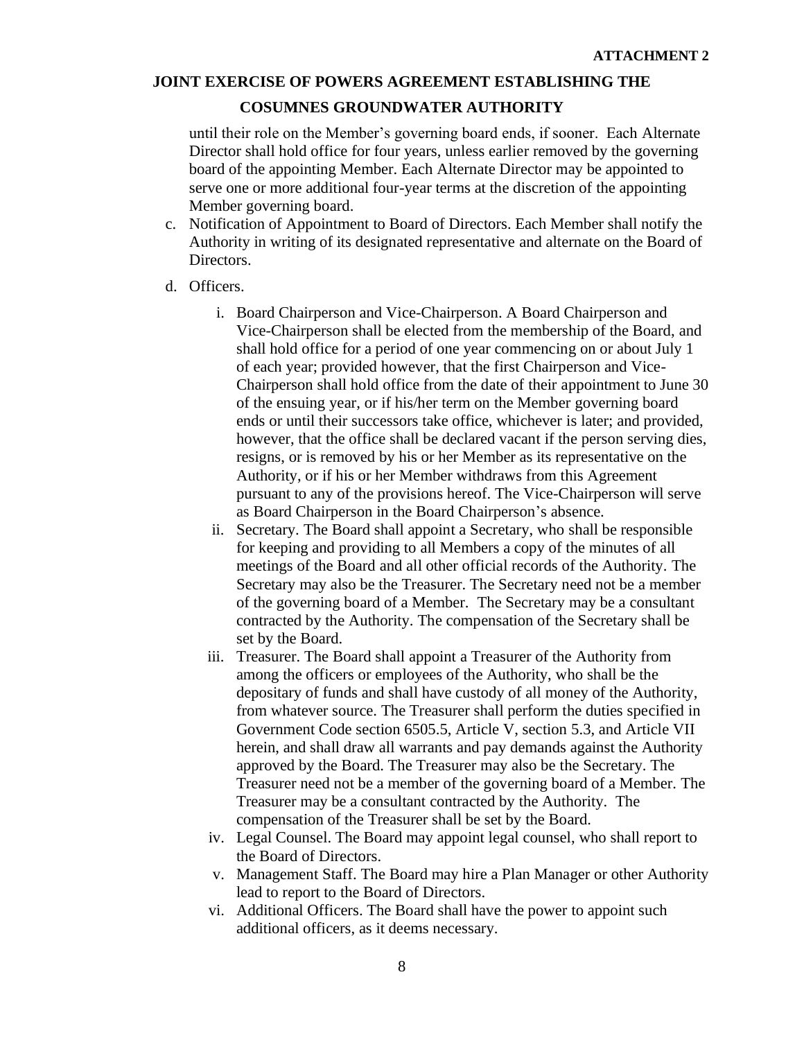until their role on the Member's governing board ends, if sooner. Each Alternate Director shall hold office for four years, unless earlier removed by the governing board of the appointing Member. Each Alternate Director may be appointed to serve one or more additional four-year terms at the discretion of the appointing Member governing board.

c. Notification of Appointment to Board of Directors. Each Member shall notify the Authority in writing of its designated representative and alternate on the Board of Directors.

d. Officers.

   i. Board Chairperson and Vice-Chairperson. A Board Chairperson and Vice-Chairperson shall be elected from the membership of the Board, and shall hold office for a period of one year commencing on or about July 1 of each year; provided however, that the first Chairperson and Vice-Chairperson shall hold office from the date of their appointment to June 30 of the ensuing year, or if his/her term on the Member governing board ends or until their successors take office, whichever is later; and provided, however, that the office shall be declared vacant if the person serving dies, resigns, or is removed by his or her Member as its representative on the Authority, or if his or her Member withdraws from this Agreement pursuant to any of the provisions hereof. The Vice-Chairperson will serve as Board Chairperson in the Board Chairperson's absence.

   ii. Secretary. The Board shall appoint a Secretary, who shall be responsible for keeping and providing to all Members a copy of the minutes of all meetings of the Board and all other official records of the Authority. The Secretary may also be the Treasurer. The Secretary need not be a member of the governing board of a Member. The Secretary may be a consultant contracted by the Authority. The compensation of the Secretary shall be set by the Board.

   iii. Treasurer. The Board shall appoint a Treasurer of the Authority from among the officers or employees of the Authority, who shall be the depositary of funds and shall have custody of all money of the Authority, from whatever source. The Treasurer shall perform the duties specified in Government Code section 6505.5, Article V, section 5.3, and Article VII herein, and shall draw all warrants and pay demands against the Authority approved by the Board. The Treasurer may also be the Secretary. The Treasurer need not be a member of the governing board of a Member. The Treasurer may be a consultant contracted by the Authority. The compensation of the Treasurer shall be set by the Board.

   iv. Legal Counsel. The Board may appoint legal counsel, who shall report to the Board of Directors.

   v. Management Staff. The Board may hire a Plan Manager or other Authority lead to report to the Board of Directors.

   vi. Additional Officers. The Board shall have the power to appoint such additional officers, as it deems necessary.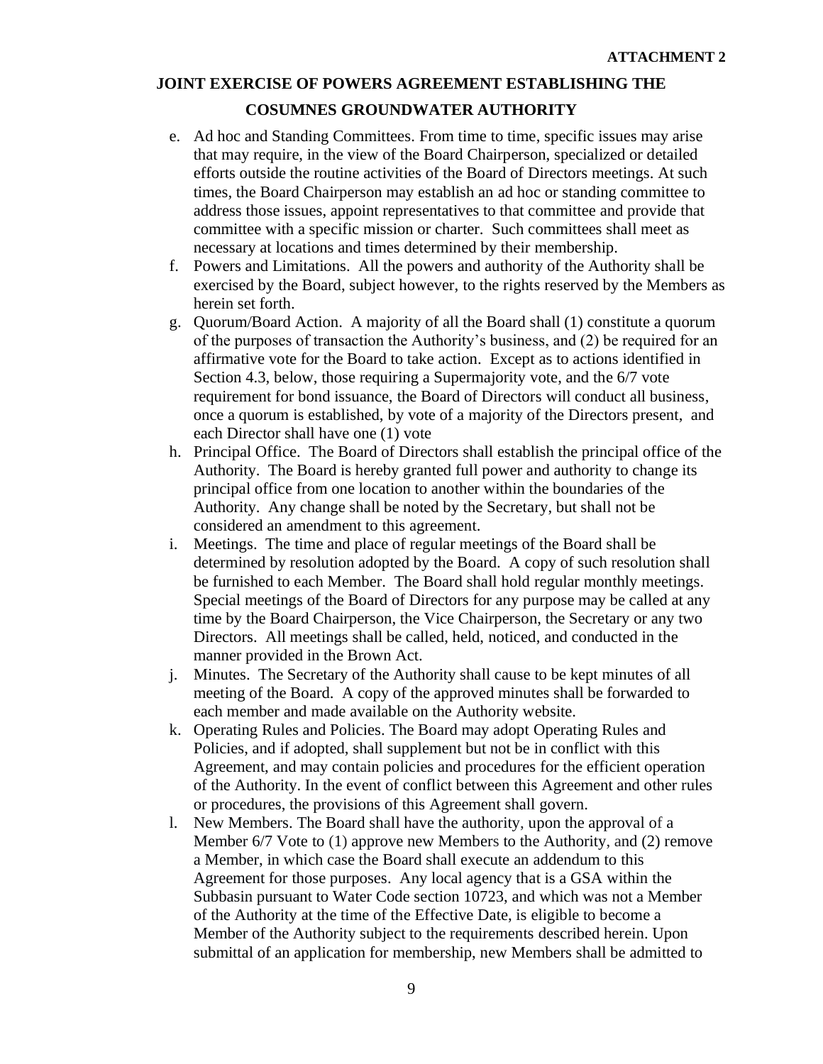e. Ad hoc and Standing Committees. From time to time, specific issues may arise that may require, in the view of the Board Chairperson, specialized or detailed efforts outside the routine activities of the Board of Directors meetings. At such times, the Board Chairperson may establish an ad hoc or standing committee to address those issues, appoint representatives to that committee and provide that committee with a specific mission or charter. Such committees shall meet as necessary at locations and times determined by their membership.

f. Powers and Limitations. All the powers and authority of the Authority shall be exercised by the Board, subject however, to the rights reserved by the Members as herein set forth.

g. Quorum/Board Action. A majority of all the Board shall (1) constitute a quorum of the purposes of transaction the Authority's business, and (2) be required for an affirmative vote for the Board to take action. Except as to actions identified in Section 4.3, below, those requiring a Supermajority vote, and the 6/7 vote requirement for bond issuance, the Board of Directors will conduct all business, once a quorum is established, by vote of a majority of the Directors present, and each Director shall have one (1) vote

h. Principal Office. The Board of Directors shall establish the principal office of the Authority. The Board is hereby granted full power and authority to change its principal office from one location to another within the boundaries of the Authority. Any change shall be noted by the Secretary, but shall not be considered an amendment to this agreement.

i. Meetings. The time and place of regular meetings of the Board shall be determined by resolution adopted by the Board. A copy of such resolution shall be furnished to each Member. The Board shall hold regular monthly meetings. Special meetings of the Board of Directors for any purpose may be called at any time by the Board Chairperson, the Vice Chairperson, the Secretary or any two Directors. All meetings shall be called, held, noticed, and conducted in the manner provided in the Brown Act.

j. Minutes. The Secretary of the Authority shall cause to be kept minutes of all meeting of the Board. A copy of the approved minutes shall be forwarded to each member and made available on the Authority website.

k. Operating Rules and Policies. The Board may adopt Operating Rules and Policies, and if adopted, shall supplement but not be in conflict with this Agreement, and may contain policies and procedures for the efficient operation of the Authority. In the event of conflict between this Agreement and other rules or procedures, the provisions of this Agreement shall govern.

l. New Members. The Board shall have the authority, upon the approval of a Member 6/7 Vote to (1) approve new Members to the Authority, and (2) remove a Member, in which case the Board shall execute an addendum to this Agreement for those purposes. Any local agency that is a GSA within the Subbasin pursuant to Water Code section 10723, and which was not a Member of the Authority at the time of the Effective Date, is eligible to become a Member of the Authority subject to the requirements described herein. Upon submittal of an application for membership, new Members shall be admitted to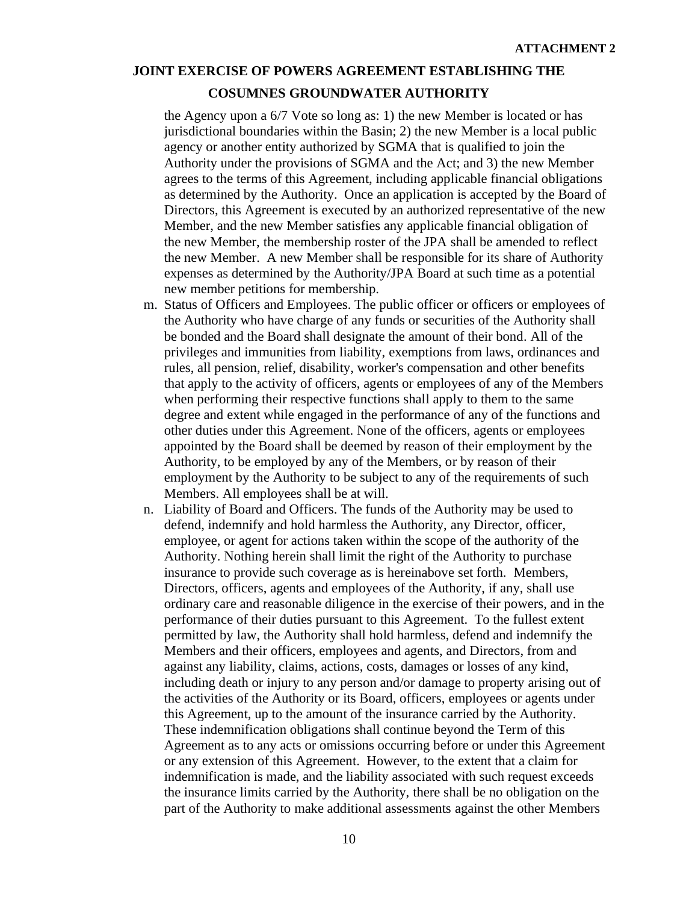the Agency upon a 6/7 Vote so long as: 1) the new Member is located or has jurisdictional boundaries within the Basin; 2) the new Member is a local public agency or another entity authorized by SGMA that is qualified to join the Authority under the provisions of SGMA and the Act; and 3) the new Member agrees to the terms of this Agreement, including applicable financial obligations as determined by the Authority. Once an application is accepted by the Board of Directors, this Agreement is executed by an authorized representative of the new Member, and the new Member satisfies any applicable financial obligation of the new Member, the membership roster of the JPA shall be amended to reflect the new Member. A new Member shall be responsible for its share of Authority expenses as determined by the Authority/JPA Board at such time as a potential new member petitions for membership.

m. Status of Officers and Employees. The public officer or officers or employees of the Authority who have charge of any funds or securities of the Authority shall be bonded and the Board shall designate the amount of their bond. All of the privileges and immunities from liability, exemptions from laws, ordinances and rules, all pension, relief, disability, worker's compensation and other benefits that apply to the activity of officers, agents or employees of any of the Members when performing their respective functions shall apply to them to the same degree and extent while engaged in the performance of any of the functions and other duties under this Agreement. None of the officers, agents or employees appointed by the Board shall be deemed by reason of their employment by the Authority, to be employed by any of the Members, or by reason of their employment by the Authority to be subject to any of the requirements of such Members. All employees shall be at will.

n. Liability of Board and Officers. The funds of the Authority may be used to defend, indemnify and hold harmless the Authority, any Director, officer, employee, or agent for actions taken within the scope of the authority of the Authority. Nothing herein shall limit the right of the Authority to purchase insurance to provide such coverage as is hereinabove set forth. Members, Directors, officers, agents and employees of the Authority, if any, shall use ordinary care and reasonable diligence in the exercise of their powers, and in the performance of their duties pursuant to this Agreement. To the fullest extent permitted by law, the Authority shall hold harmless, defend and indemnify the Members and their officers, employees and agents, and Directors, from and against any liability, claims, actions, costs, damages or losses of any kind, including death or injury to any person and/or damage to property arising out of the activities of the Authority or its Board, officers, employees or agents under this Agreement, up to the amount of the insurance carried by the Authority. These indemnification obligations shall continue beyond the Term of this Agreement as to any acts or omissions occurring before or under this Agreement or any extension of this Agreement. However, to the extent that a claim for indemnification is made, and the liability associated with such request exceeds the insurance limits carried by the Authority, there shall be no obligation on the part of the Authority to make additional assessments against the other Members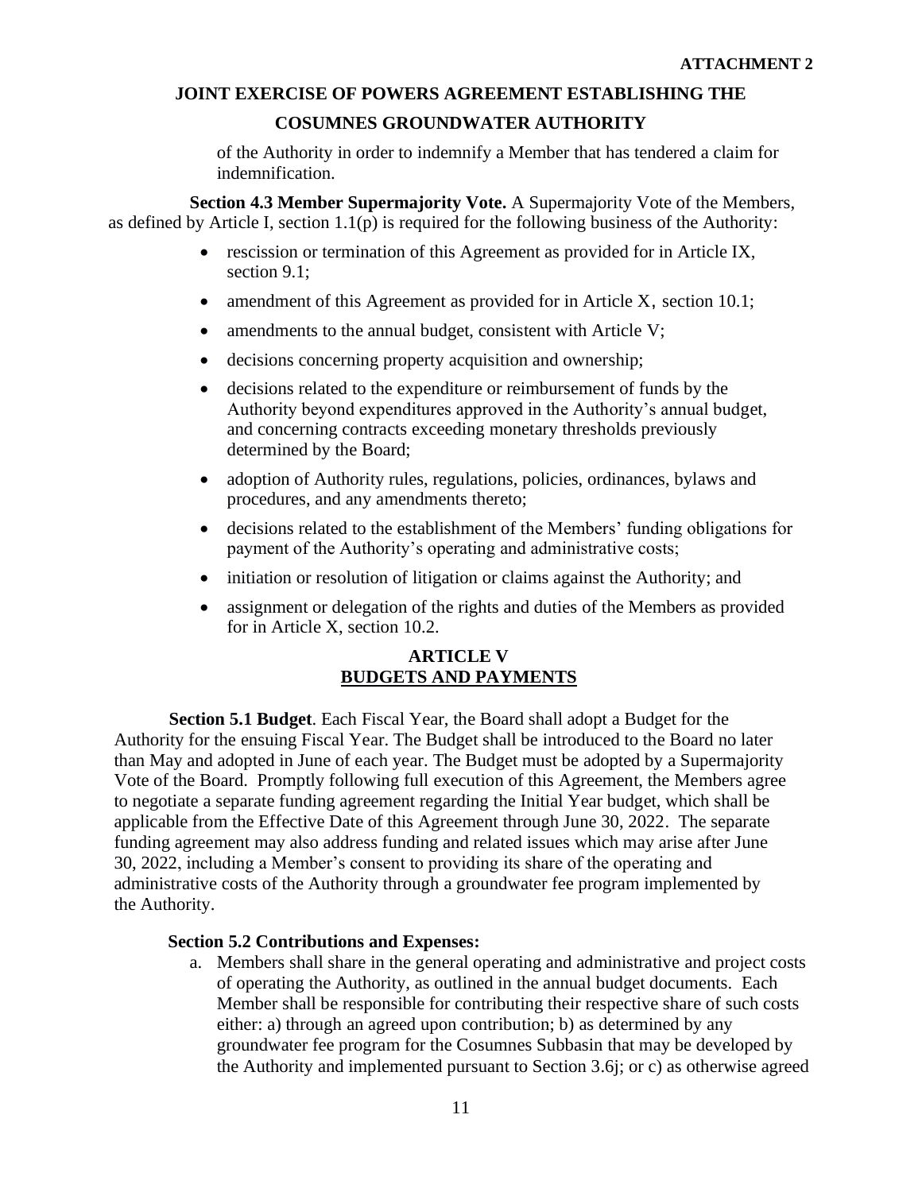of the Authority in order to indemnify a Member that has tendered a claim for indemnification.

**Section 4.3 Member Supermajority Vote.** A Supermajority Vote of the Members, as defined by Article I, section 1.1(p) is required for the following business of the Authority:

- rescission or termination of this Agreement as provided for in Article IX, section 9.1;
- amendment of this Agreement as provided for in Article X, section 10.1;
- amendments to the annual budget, consistent with Article V;
- decisions concerning property acquisition and ownership;
- decisions related to the expenditure or reimbursement of funds by the Authority beyond expenditures approved in the Authority's annual budget, and concerning contracts exceeding monetary thresholds previously determined by the Board;
- adoption of Authority rules, regulations, policies, ordinances, bylaws and procedures, and any amendments thereto;
- decisions related to the establishment of the Members' funding obligations for payment of the Authority's operating and administrative costs;
- initiation or resolution of litigation or claims against the Authority; and
- assignment or delegation of the rights and duties of the Members as provided for in Article X, section 10.2.

## ARTICLE V
## BUDGETS AND PAYMENTS

**Section 5.1 Budget**. Each Fiscal Year, the Board shall adopt a Budget for the Authority for the ensuing Fiscal Year. The Budget shall be introduced to the Board no later than May and adopted in June of each year. The Budget must be adopted by a Supermajority Vote of the Board. Promptly following full execution of this Agreement, the Members agree to negotiate a separate funding agreement regarding the Initial Year budget, which shall be applicable from the Effective Date of this Agreement through June 30, 2022. The separate funding agreement may also address funding and related issues which may arise after June 30, 2022, including a Member's consent to providing its share of the operating and administrative costs of the Authority through a groundwater fee program implemented by the Authority.

**Section 5.2 Contributions and Expenses:**

a. Members shall share in the general operating and administrative and project costs of operating the Authority, as outlined in the annual budget documents. Each Member shall be responsible for contributing their respective share of such costs either: a) through an agreed upon contribution; b) as determined by any groundwater fee program for the Cosumnes Subbasin that may be developed by the Authority and implemented pursuant to Section 3.6j; or c) as otherwise agreed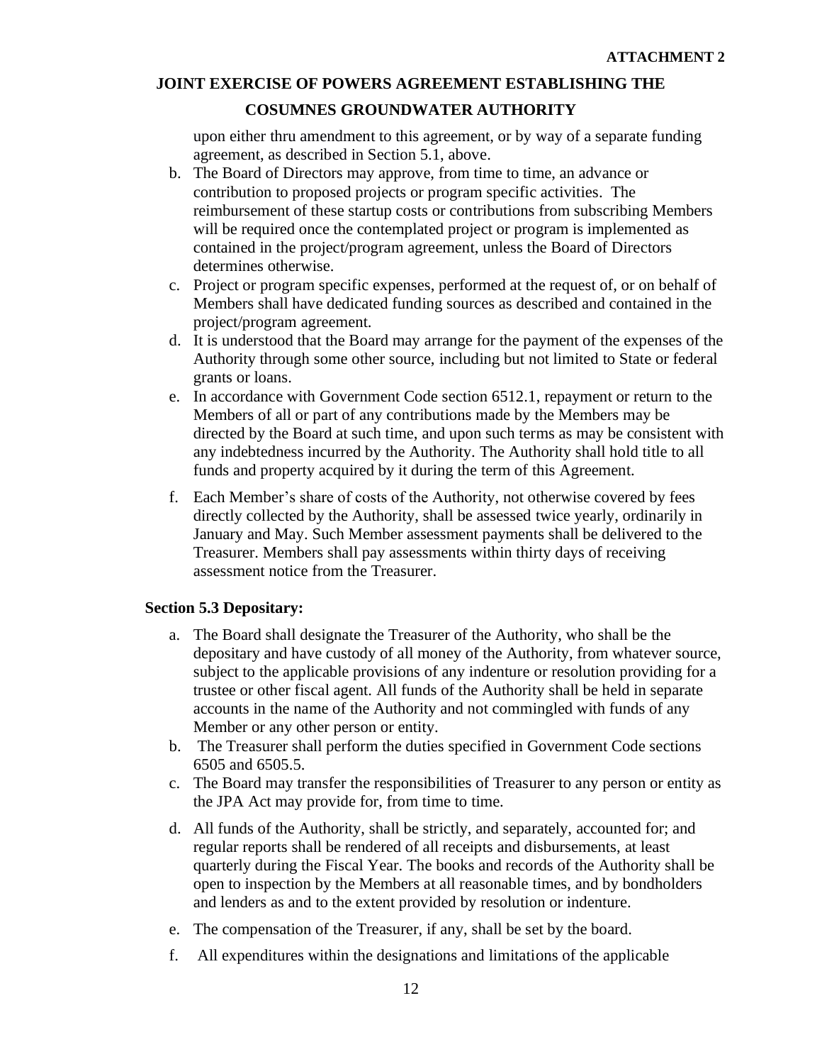upon either thru amendment to this agreement, or by way of a separate funding agreement, as described in Section 5.1, above.

b. The Board of Directors may approve, from time to time, an advance or contribution to proposed projects or program specific activities. The reimbursement of these startup costs or contributions from subscribing Members will be required once the contemplated project or program is implemented as contained in the project/program agreement, unless the Board of Directors determines otherwise.
c. Project or program specific expenses, performed at the request of, or on behalf of Members shall have dedicated funding sources as described and contained in the project/program agreement.
d. It is understood that the Board may arrange for the payment of the expenses of the Authority through some other source, including but not limited to State or federal grants or loans.
e. In accordance with Government Code section 6512.1, repayment or return to the Members of all or part of any contributions made by the Members may be directed by the Board at such time, and upon such terms as may be consistent with any indebtedness incurred by the Authority. The Authority shall hold title to all funds and property acquired by it during the term of this Agreement.
f. Each Member's share of costs of the Authority, not otherwise covered by fees directly collected by the Authority, shall be assessed twice yearly, ordinarily in January and May. Such Member assessment payments shall be delivered to the Treasurer. Members shall pay assessments within thirty days of receiving assessment notice from the Treasurer.

**Section 5.3 Depositary:**

a. The Board shall designate the Treasurer of the Authority, who shall be the depositary and have custody of all money of the Authority, from whatever source, subject to the applicable provisions of any indenture or resolution providing for a trustee or other fiscal agent. All funds of the Authority shall be held in separate accounts in the name of the Authority and not commingled with funds of any Member or any other person or entity.
b. The Treasurer shall perform the duties specified in Government Code sections 6505 and 6505.5.
c. The Board may transfer the responsibilities of Treasurer to any person or entity as the JPA Act may provide for, from time to time.
d. All funds of the Authority, shall be strictly, and separately, accounted for; and regular reports shall be rendered of all receipts and disbursements, at least quarterly during the Fiscal Year. The books and records of the Authority shall be open to inspection by the Members at all reasonable times, and by bondholders and lenders as and to the extent provided by resolution or indenture.
e. The compensation of the Treasurer, if any, shall be set by the board.
f. All expenditures within the designations and limitations of the applicable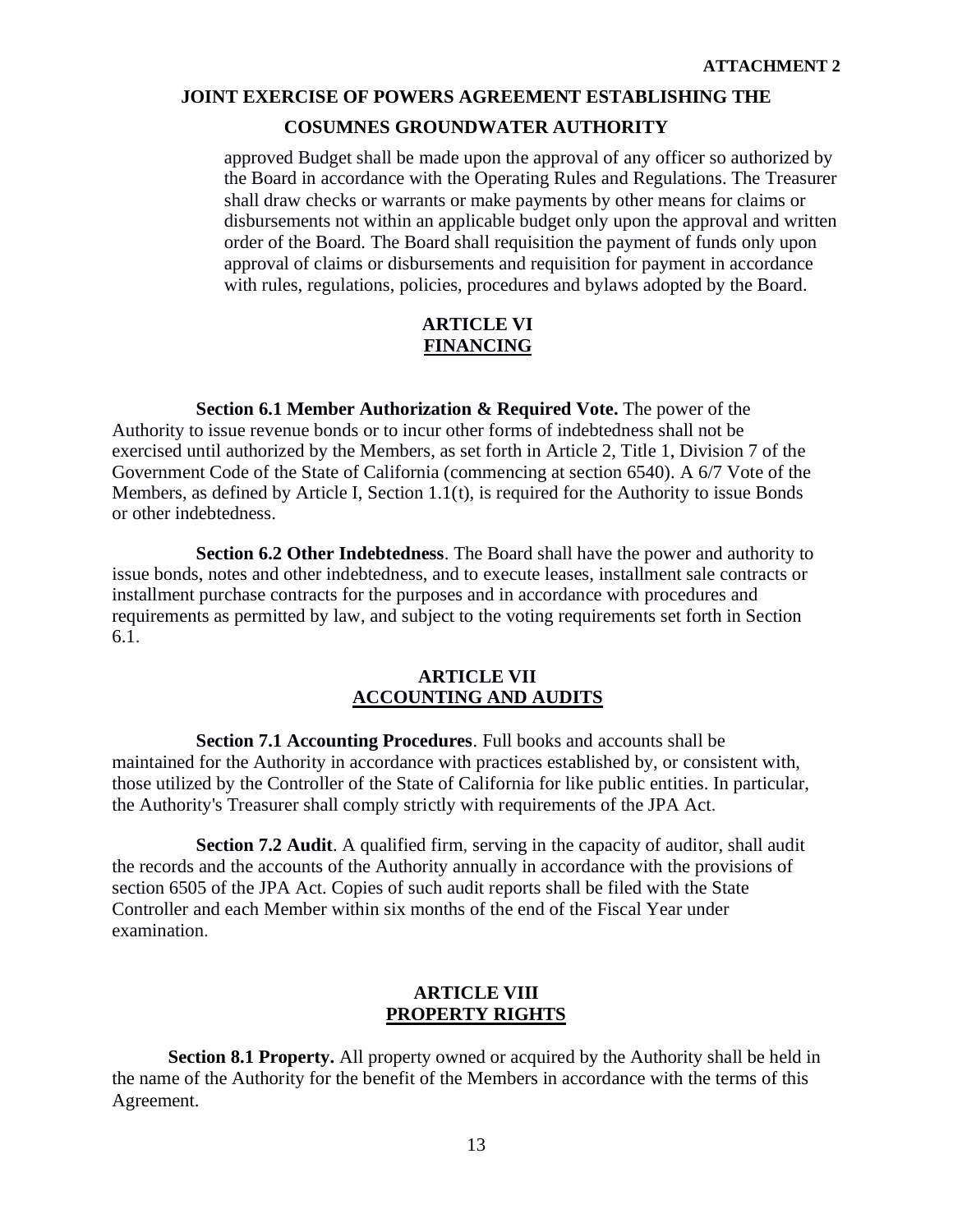approved Budget shall be made upon the approval of any officer so authorized by the Board in accordance with the Operating Rules and Regulations. The Treasurer shall draw checks or warrants or make payments by other means for claims or disbursements not within an applicable budget only upon the approval and written order of the Board. The Board shall requisition the payment of funds only upon approval of claims or disbursements and requisition for payment in accordance with rules, regulations, policies, procedures and bylaws adopted by the Board.

## ARTICLE VI
## FINANCING

**Section 6.1 Member Authorization & Required Vote.** The power of the Authority to issue revenue bonds or to incur other forms of indebtedness shall not be exercised until authorized by the Members, as set forth in Article 2, Title 1, Division 7 of the Government Code of the State of California (commencing at section 6540). A 6/7 Vote of the Members, as defined by Article I, Section 1.1(t), is required for the Authority to issue Bonds or other indebtedness.

**Section 6.2 Other Indebtedness**. The Board shall have the power and authority to issue bonds, notes and other indebtedness, and to execute leases, installment sale contracts or installment purchase contracts for the purposes and in accordance with procedures and requirements as permitted by law, and subject to the voting requirements set forth in Section 6.1.

## ARTICLE VII
## ACCOUNTING AND AUDITS

**Section 7.1 Accounting Procedures**. Full books and accounts shall be maintained for the Authority in accordance with practices established by, or consistent with, those utilized by the Controller of the State of California for like public entities. In particular, the Authority's Treasurer shall comply strictly with requirements of the JPA Act.

**Section 7.2 Audit**. A qualified firm, serving in the capacity of auditor, shall audit the records and the accounts of the Authority annually in accordance with the provisions of section 6505 of the JPA Act. Copies of such audit reports shall be filed with the State Controller and each Member within six months of the end of the Fiscal Year under examination.

## ARTICLE VIII
## PROPERTY RIGHTS

**Section 8.1 Property.** All property owned or acquired by the Authority shall be held in the name of the Authority for the benefit of the Members in accordance with the terms of this Agreement.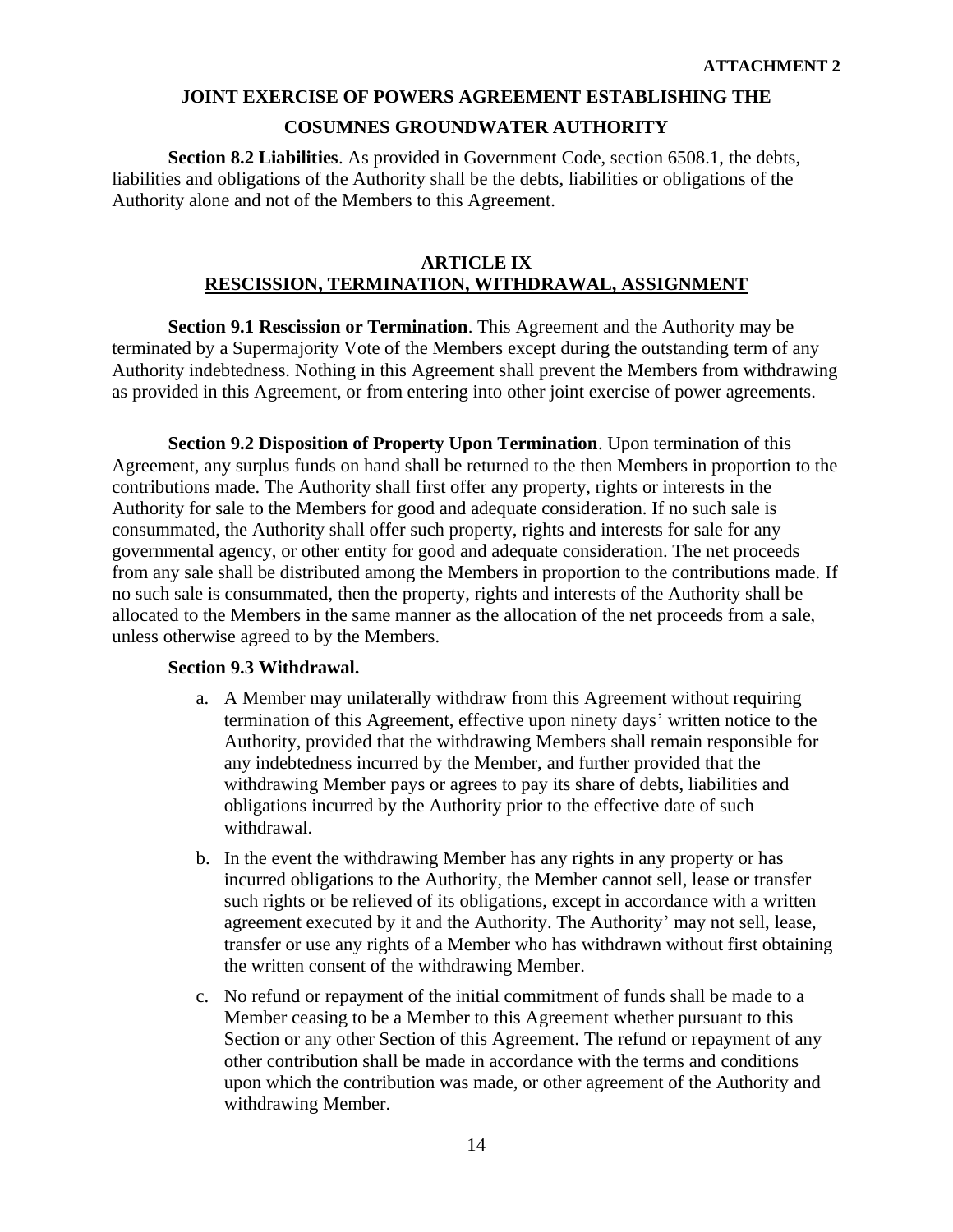**Section 8.2 Liabilities**. As provided in Government Code, section 6508.1, the debts, liabilities and obligations of the Authority shall be the debts, liabilities or obligations of the Authority alone and not of the Members to this Agreement.

## ARTICLE IX
## RESCISSION, TERMINATION, WITHDRAWAL, ASSIGNMENT

**Section 9.1 Rescission or Termination**. This Agreement and the Authority may be terminated by a Supermajority Vote of the Members except during the outstanding term of any Authority indebtedness. Nothing in this Agreement shall prevent the Members from withdrawing as provided in this Agreement, or from entering into other joint exercise of power agreements.

**Section 9.2 Disposition of Property Upon Termination**. Upon termination of this Agreement, any surplus funds on hand shall be returned to the then Members in proportion to the contributions made. The Authority shall first offer any property, rights or interests in the Authority for sale to the Members for good and adequate consideration. If no such sale is consummated, the Authority shall offer such property, rights and interests for sale for any governmental agency, or other entity for good and adequate consideration. The net proceeds from any sale shall be distributed among the Members in proportion to the contributions made. If no such sale is consummated, then the property, rights and interests of the Authority shall be allocated to the Members in the same manner as the allocation of the net proceeds from a sale, unless otherwise agreed to by the Members.

**Section 9.3 Withdrawal.**

a. A Member may unilaterally withdraw from this Agreement without requiring termination of this Agreement, effective upon ninety days' written notice to the Authority, provided that the withdrawing Members shall remain responsible for any indebtedness incurred by the Member, and further provided that the withdrawing Member pays or agrees to pay its share of debts, liabilities and obligations incurred by the Authority prior to the effective date of such withdrawal.

b. In the event the withdrawing Member has any rights in any property or has incurred obligations to the Authority, the Member cannot sell, lease or transfer such rights or be relieved of its obligations, except in accordance with a written agreement executed by it and the Authority. The Authority' may not sell, lease, transfer or use any rights of a Member who has withdrawn without first obtaining the written consent of the withdrawing Member.

c. No refund or repayment of the initial commitment of funds shall be made to a Member ceasing to be a Member to this Agreement whether pursuant to this Section or any other Section of this Agreement. The refund or repayment of any other contribution shall be made in accordance with the terms and conditions upon which the contribution was made, or other agreement of the Authority and withdrawing Member.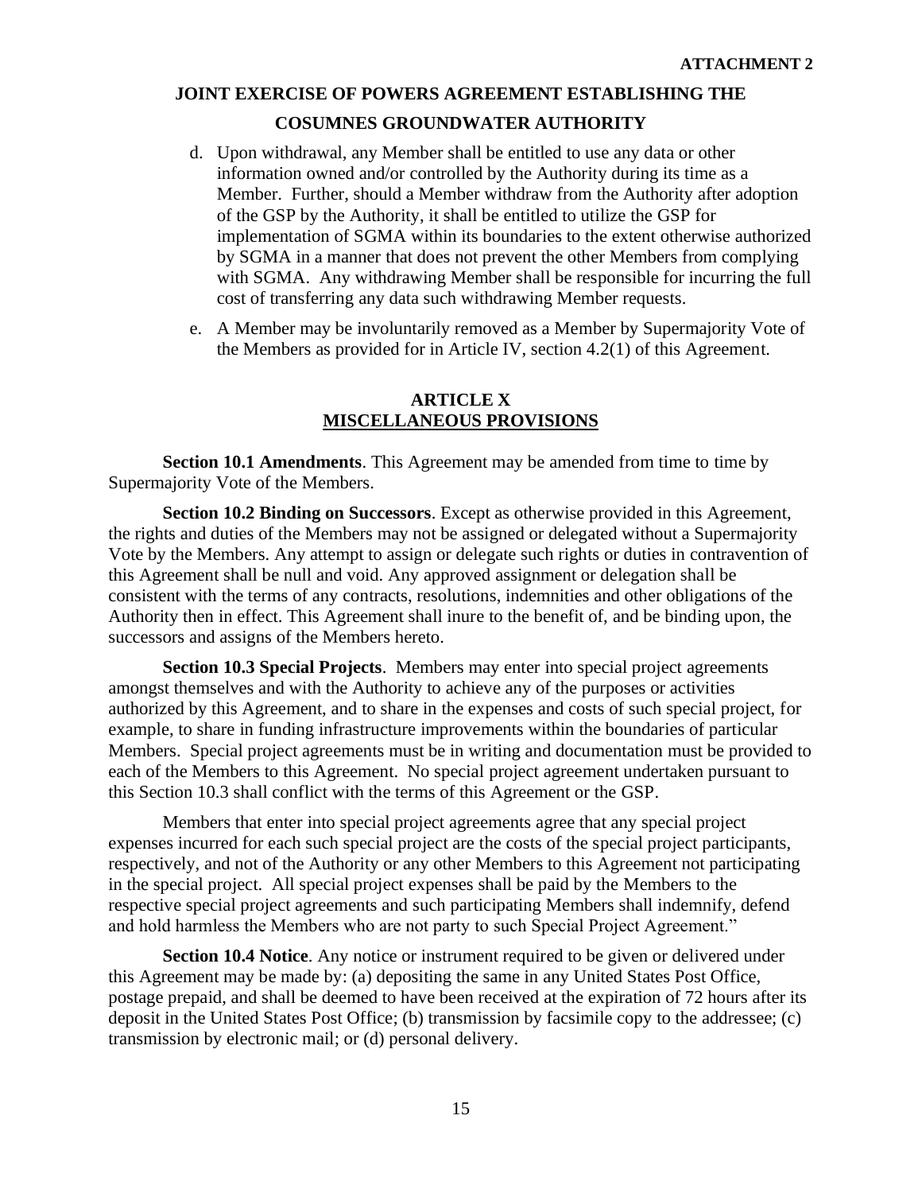d. Upon withdrawal, any Member shall be entitled to use any data or other information owned and/or controlled by the Authority during its time as a Member. Further, should a Member withdraw from the Authority after adoption of the GSP by the Authority, it shall be entitled to utilize the GSP for implementation of SGMA within its boundaries to the extent otherwise authorized by SGMA in a manner that does not prevent the other Members from complying with SGMA. Any withdrawing Member shall be responsible for incurring the full cost of transferring any data such withdrawing Member requests.

e. A Member may be involuntarily removed as a Member by Supermajority Vote of the Members as provided for in Article IV, section 4.2(1) of this Agreement.

## ARTICLE X
## MISCELLANEOUS PROVISIONS

**Section 10.1 Amendments**. This Agreement may be amended from time to time by Supermajority Vote of the Members.

**Section 10.2 Binding on Successors**. Except as otherwise provided in this Agreement, the rights and duties of the Members may not be assigned or delegated without a Supermajority Vote by the Members. Any attempt to assign or delegate such rights or duties in contravention of this Agreement shall be null and void. Any approved assignment or delegation shall be consistent with the terms of any contracts, resolutions, indemnities and other obligations of the Authority then in effect. This Agreement shall inure to the benefit of, and be binding upon, the successors and assigns of the Members hereto.

**Section 10.3 Special Projects**. Members may enter into special project agreements amongst themselves and with the Authority to achieve any of the purposes or activities authorized by this Agreement, and to share in the expenses and costs of such special project, for example, to share in funding infrastructure improvements within the boundaries of particular Members. Special project agreements must be in writing and documentation must be provided to each of the Members to this Agreement. No special project agreement undertaken pursuant to this Section 10.3 shall conflict with the terms of this Agreement or the GSP.

Members that enter into special project agreements agree that any special project expenses incurred for each such special project are the costs of the special project participants, respectively, and not of the Authority or any other Members to this Agreement not participating in the special project. All special project expenses shall be paid by the Members to the respective special project agreements and such participating Members shall indemnify, defend and hold harmless the Members who are not party to such Special Project Agreement."

**Section 10.4 Notice**. Any notice or instrument required to be given or delivered under this Agreement may be made by: (a) depositing the same in any United States Post Office, postage prepaid, and shall be deemed to have been received at the expiration of 72 hours after its deposit in the United States Post Office; (b) transmission by facsimile copy to the addressee; (c) transmission by electronic mail; or (d) personal delivery.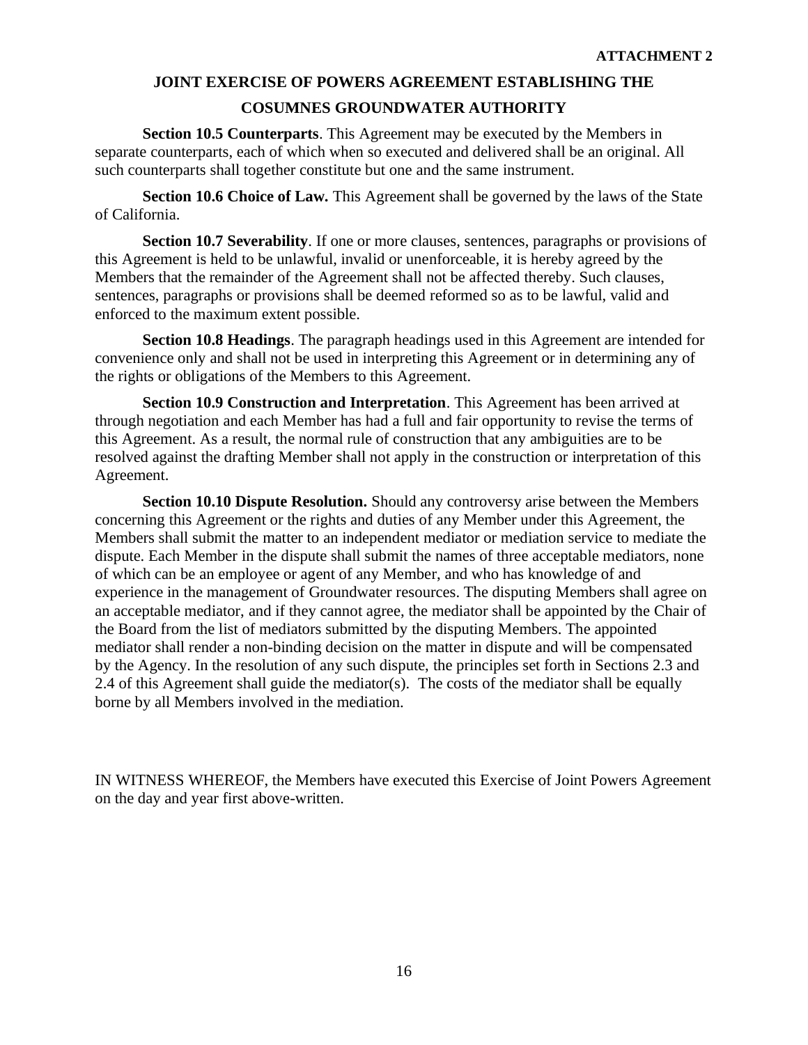**ATTACHMENT 2**

**JOINT EXERCISE OF POWERS AGREEMENT ESTABLISHING THE COSUMNES GROUNDWATER AUTHORITY**

**Section 10.5 Counterparts**. This Agreement may be executed by the Members in separate counterparts, each of which when so executed and delivered shall be an original. All such counterparts shall together constitute but one and the same instrument.

**Section 10.6 Choice of Law.** This Agreement shall be governed by the laws of the State of California.

**Section 10.7 Severability**. If one or more clauses, sentences, paragraphs or provisions of this Agreement is held to be unlawful, invalid or unenforceable, it is hereby agreed by the Members that the remainder of the Agreement shall not be affected thereby. Such clauses, sentences, paragraphs or provisions shall be deemed reformed so as to be lawful, valid and enforced to the maximum extent possible.

**Section 10.8 Headings**. The paragraph headings used in this Agreement are intended for convenience only and shall not be used in interpreting this Agreement or in determining any of the rights or obligations of the Members to this Agreement.

**Section 10.9 Construction and Interpretation**. This Agreement has been arrived at through negotiation and each Member has had a full and fair opportunity to revise the terms of this Agreement. As a result, the normal rule of construction that any ambiguities are to be resolved against the drafting Member shall not apply in the construction or interpretation of this Agreement.

**Section 10.10 Dispute Resolution.** Should any controversy arise between the Members concerning this Agreement or the rights and duties of any Member under this Agreement, the Members shall submit the matter to an independent mediator or mediation service to mediate the dispute. Each Member in the dispute shall submit the names of three acceptable mediators, none of which can be an employee or agent of any Member, and who has knowledge of and experience in the management of Groundwater resources. The disputing Members shall agree on an acceptable mediator, and if they cannot agree, the mediator shall be appointed by the Chair of the Board from the list of mediators submitted by the disputing Members. The appointed mediator shall render a non-binding decision on the matter in dispute and will be compensated by the Agency. In the resolution of any such dispute, the principles set forth in Sections 2.3 and 2.4 of this Agreement shall guide the mediator(s). The costs of the mediator shall be equally borne by all Members involved in the mediation.

IN WITNESS WHEREOF, the Members have executed this Exercise of Joint Powers Agreement on the day and year first above-written.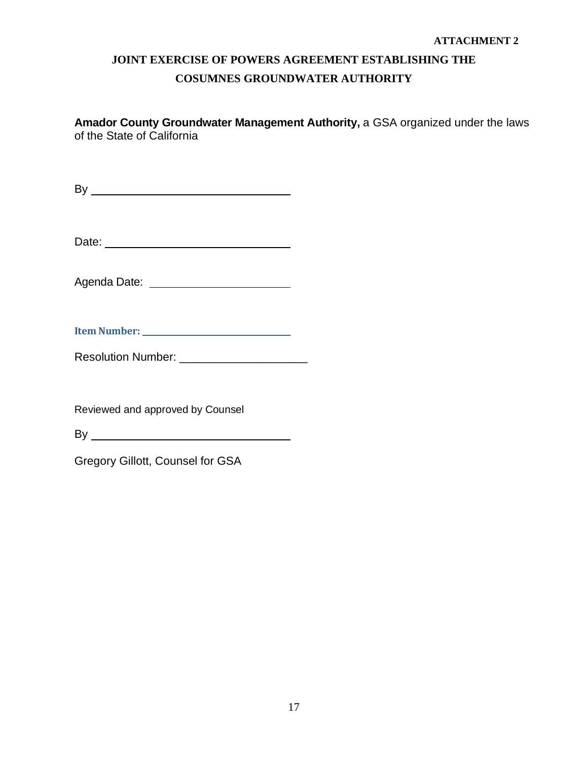**ATTACHMENT 2**

**JOINT EXERCISE OF POWERS AGREEMENT ESTABLISHING THE COSUMNES GROUNDWATER AUTHORITY**

**Amador County Groundwater Management Authority,** a GSA organized under the laws of the State of California

By \_\_\_\_\_\_\_\_\_\_\_\_\_\_\_\_\_\_\_\_\_\_\_\_\_\_\_\_\_\_\_\_

Date: \_\_\_\_\_\_\_\_\_\_\_\_\_\_\_\_\_\_\_\_\_\_\_\_\_\_\_\_\_\_

Agenda Date: \_\_\_\_\_\_\_\_\_\_\_\_\_\_\_\_\_\_\_\_\_\_

**Item Number:** \_\_\_\_\_\_\_\_\_\_\_\_\_\_\_\_\_\_\_\_\_\_\_\_\_\_\_\_

Resolution Number: \_\_\_\_\_\_\_\_\_\_\_\_\_\_\_\_\_\_\_\_

Reviewed and approved by Counsel

By \_\_\_\_\_\_\_\_\_\_\_\_\_\_\_\_\_\_\_\_\_\_\_\_\_\_\_\_\_\_\_\_

Gregory Gillott, Counsel for GSA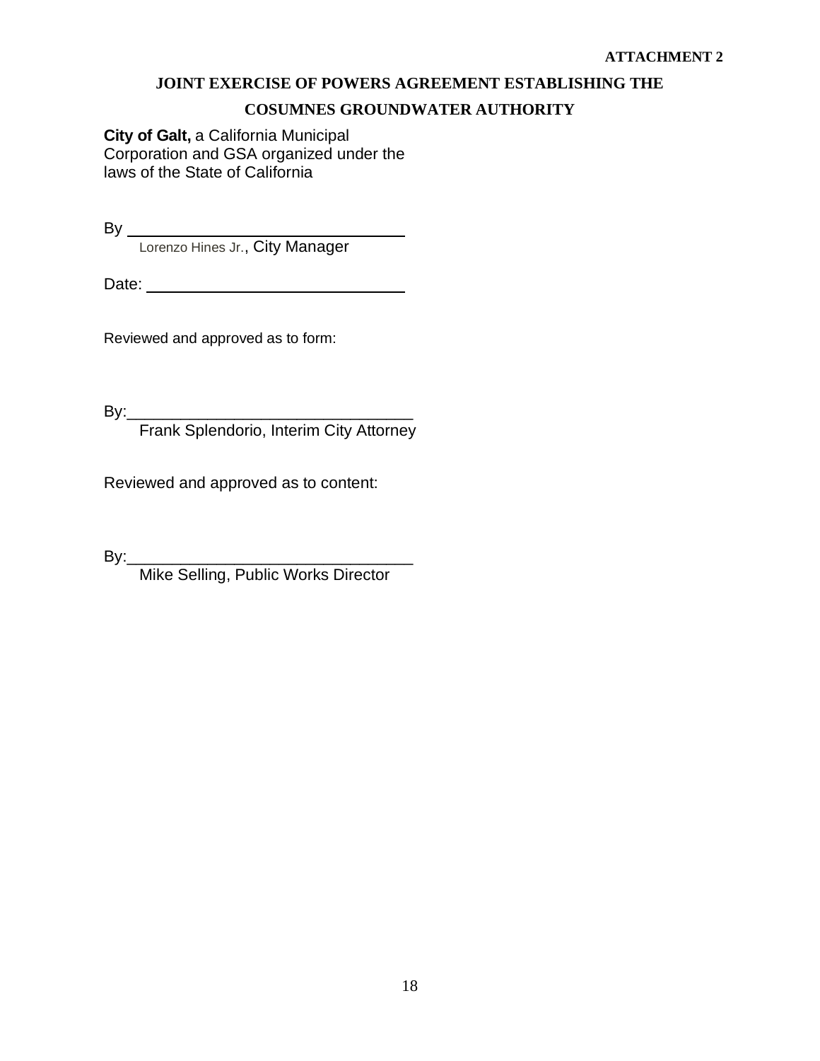**ATTACHMENT 2**

**JOINT EXERCISE OF POWERS AGREEMENT ESTABLISHING THE**

**COSUMNES GROUNDWATER AUTHORITY**

**City of Galt,** a California Municipal Corporation and GSA organized under the laws of the State of California

By ________________________________
Lorenzo Hines Jr., City Manager

Date: ______________________________

Reviewed and approved as to form:

By:________________________________
Frank Splendorio, Interim City Attorney

Reviewed and approved as to content:

By:________________________________
Mike Selling, Public Works Director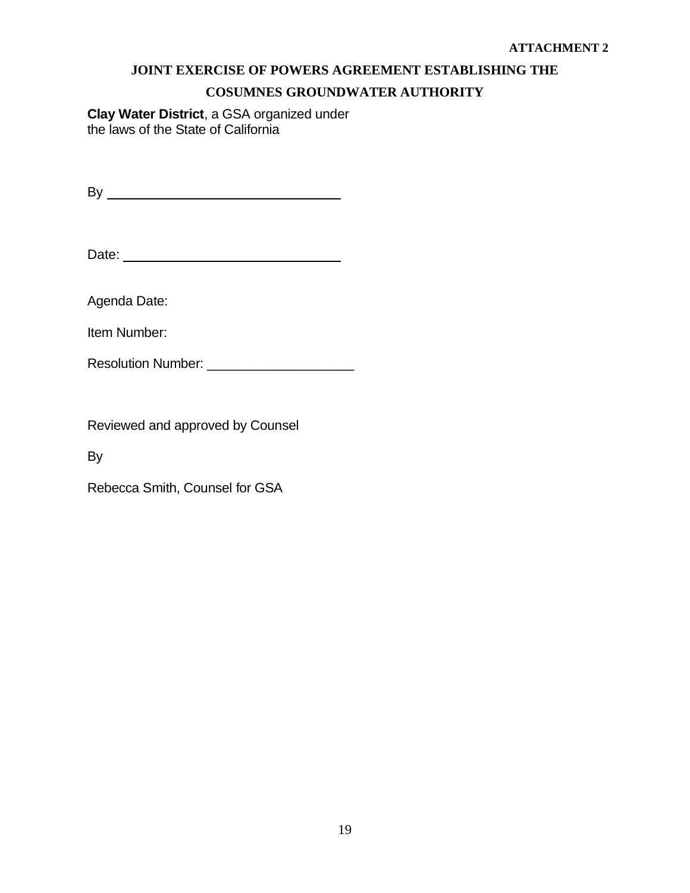**ATTACHMENT 2**

**JOINT EXERCISE OF POWERS AGREEMENT ESTABLISHING THE COSUMNES GROUNDWATER AUTHORITY**

**Clay Water District**, a GSA organized under the laws of the State of California

By ________________________________

Date: ______________________________

Agenda Date:

Item Number:

Resolution Number: ____________________

Reviewed and approved by Counsel

By

Rebecca Smith, Counsel for GSA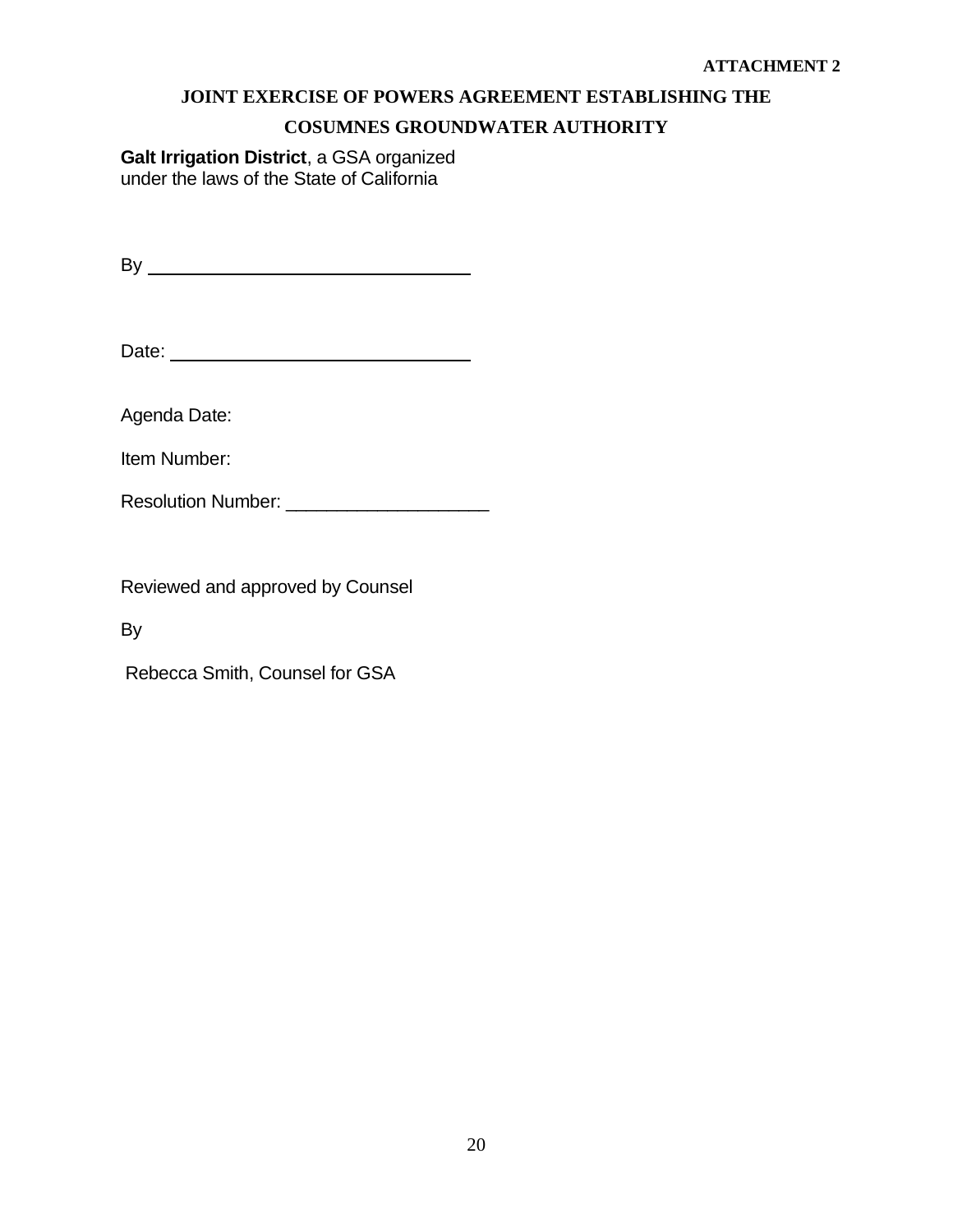**ATTACHMENT 2**

**JOINT EXERCISE OF POWERS AGREEMENT ESTABLISHING THE COSUMNES GROUNDWATER AUTHORITY**

**Galt Irrigation District**, a GSA organized under the laws of the State of California

By ______________________________

Date: ____________________________

Agenda Date:

Item Number:

Resolution Number: ____________________

Reviewed and approved by Counsel

By

Rebecca Smith, Counsel for GSA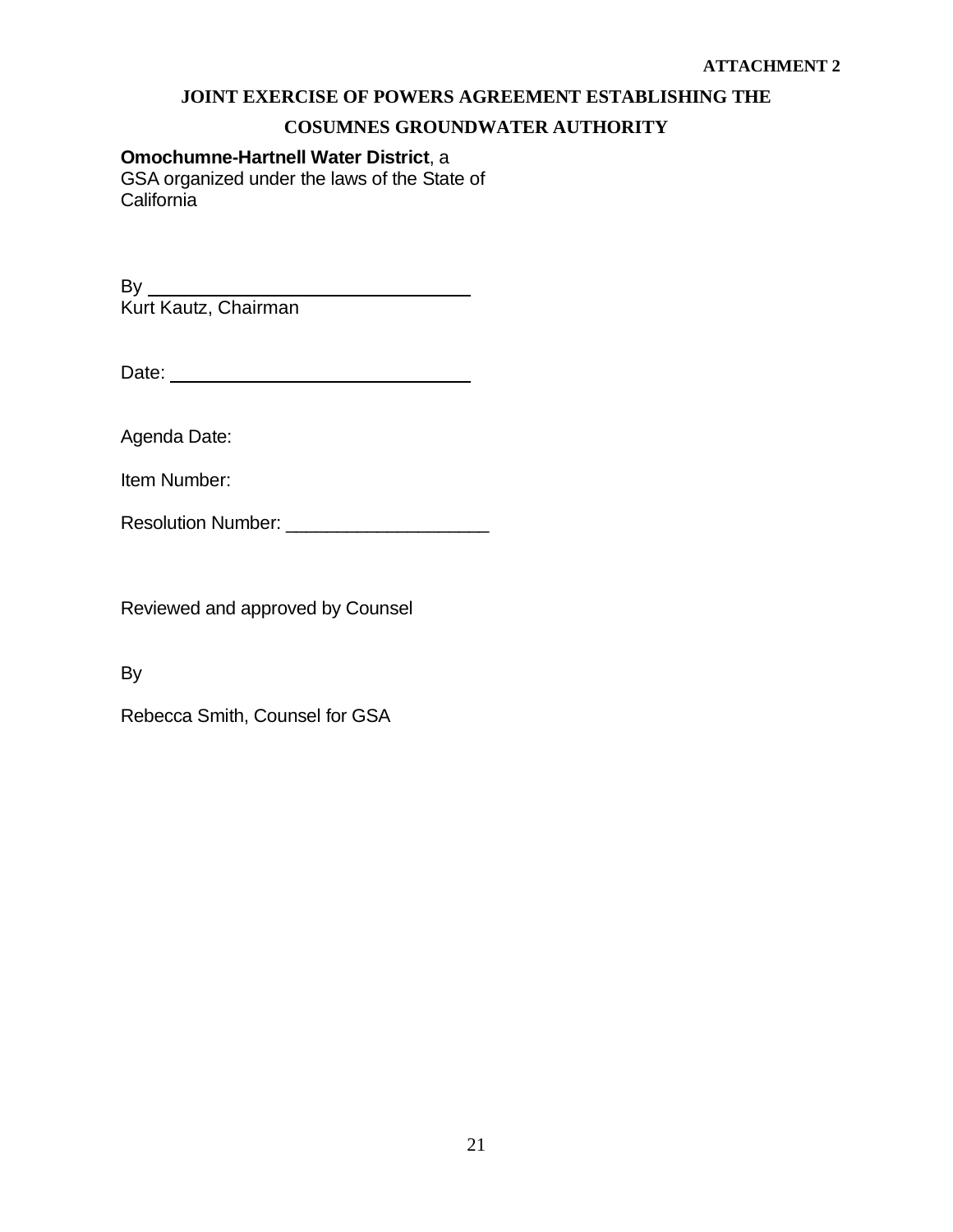**ATTACHMENT 2**

**JOINT EXERCISE OF POWERS AGREEMENT ESTABLISHING THE COSUMNES GROUNDWATER AUTHORITY**

**Omochumne-Hartnell Water District**, a
GSA organized under the laws of the State of
California

By \_\_\_\_\_\_\_\_\_\_\_\_\_\_\_\_\_\_\_\_\_\_\_\_\_\_\_\_\_\_\_\_
Kurt Kautz, Chairman

Date: \_\_\_\_\_\_\_\_\_\_\_\_\_\_\_\_\_\_\_\_\_\_\_\_\_\_\_\_\_\_

Agenda Date:

Item Number:

Resolution Number: \_\_\_\_\_\_\_\_\_\_\_\_\_\_\_\_\_\_\_\_

Reviewed and approved by Counsel

By

Rebecca Smith, Counsel for GSA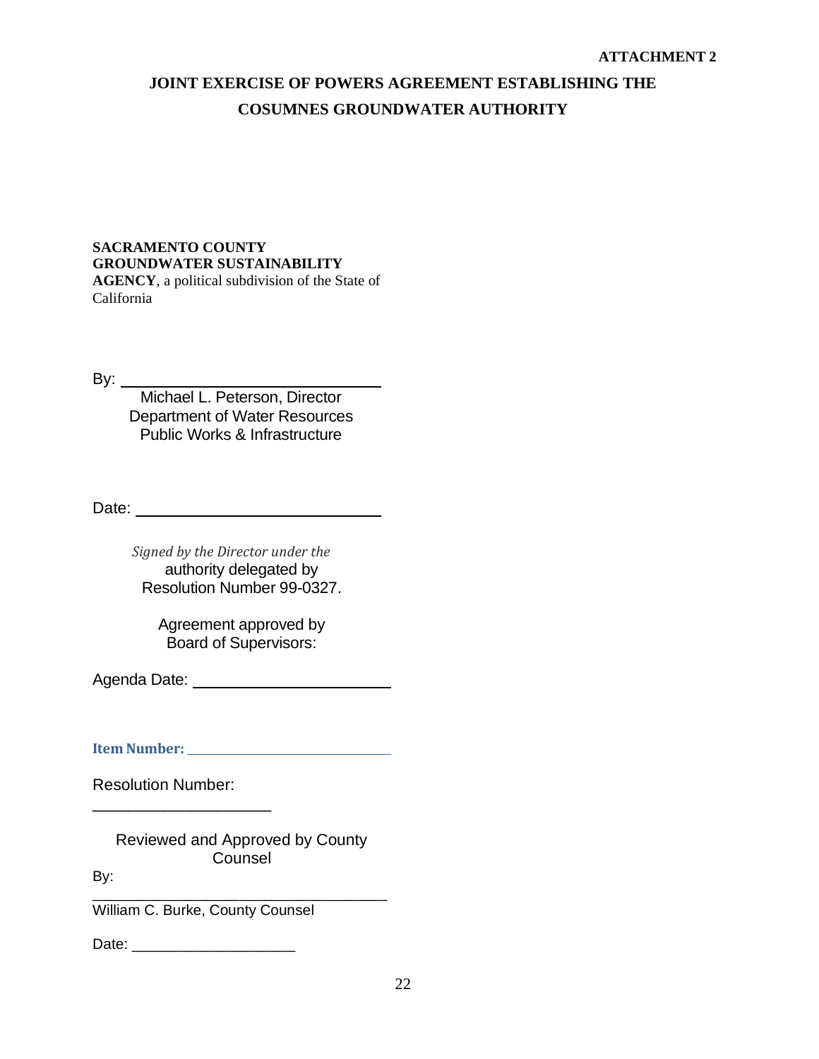**ATTACHMENT 2**

# JOINT EXERCISE OF POWERS AGREEMENT ESTABLISHING THE COSUMNES GROUNDWATER AUTHORITY

**SACRAMENTO COUNTY GROUNDWATER SUSTAINABILITY AGENCY**, a political subdivision of the State of California

By: ______________________________

Michael L. Peterson, Director
Department of Water Resources
Public Works & Infrastructure

Date: ______________________________

*Signed by the Director under the* authority delegated by Resolution Number 99-0327.

Agreement approved by Board of Supervisors:

Agenda Date: ______________________________

**Item Number:** ______________________________

Resolution Number: ______________________________

Reviewed and Approved by County Counsel

By: ______________________________

William C. Burke, County Counsel

Date: ______________________________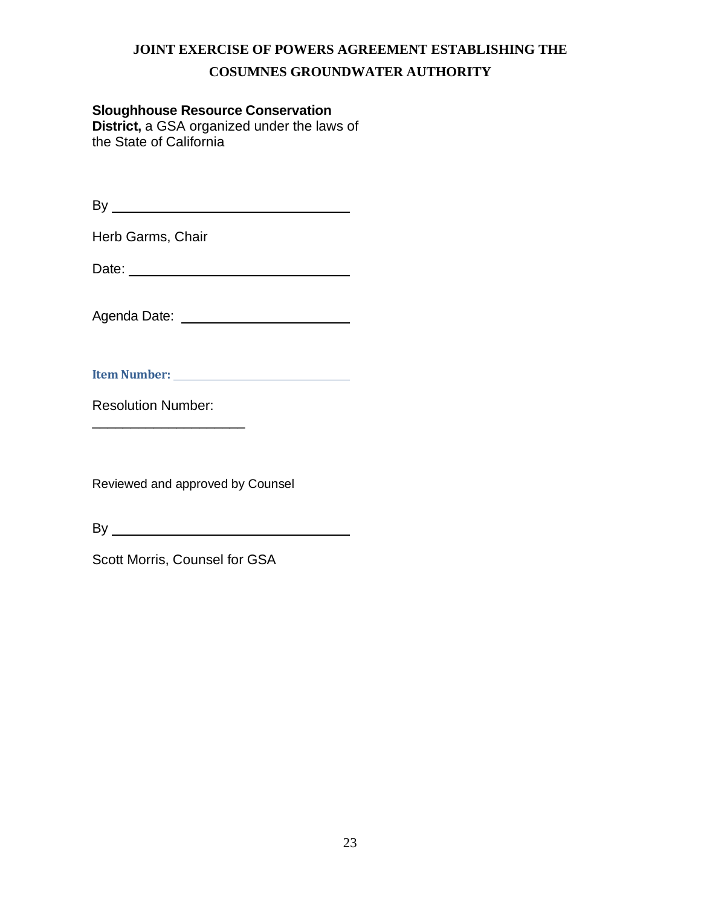**JOINT EXERCISE OF POWERS AGREEMENT ESTABLISHING THE COSUMNES GROUNDWATER AUTHORITY**

**Sloughhouse Resource Conservation District,** a GSA organized under the laws of the State of California

By ________________________________

Herb Garms, Chair

Date: ______________________________

Agenda Date: ______________________

**Item Number:** ___________________________

Resolution Number: ____________________

Reviewed and approved by Counsel

By ________________________________

Scott Morris, Counsel for GSA